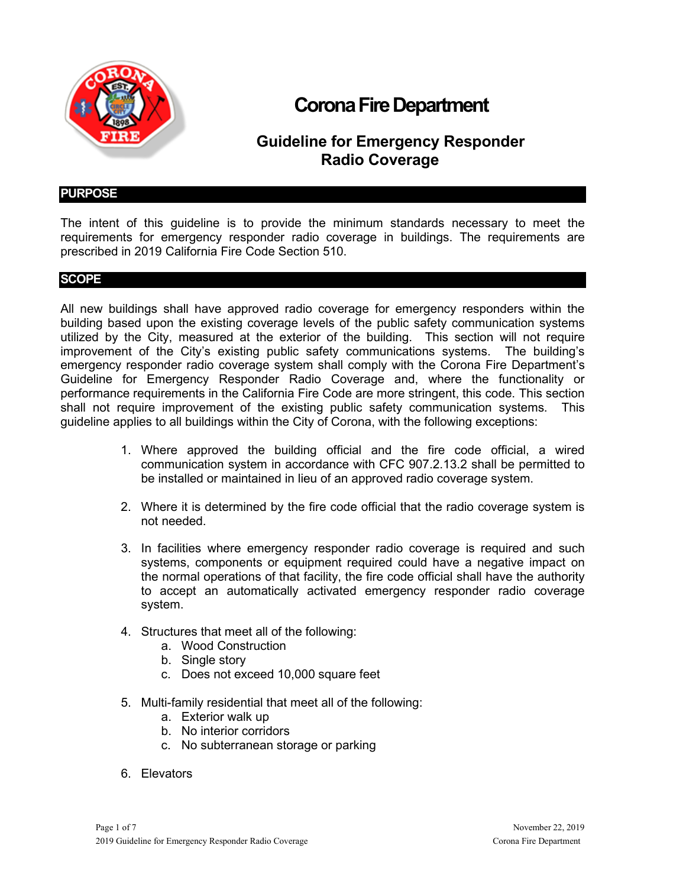# Corona Fire Department

## Guideline for Emergency Responder Radio Coverage

## PURPOSE

The intent of this guideline is to provide the minimum standards necessary to meet the requirements for emergency responder radio coverage in buildings. The requirements are prescribed in 2019 California Fire Code Section 510.

## SCOPE

All new buildings shall have approved radio coverage for emergency responders within the building based upon the existing coverage levels of the public safety communication systems utilized by the City, measured at the exterior of the building. This section will not require improvement of the City's existing public safety communications systems. The building's emergency responder radio coverage system shall comply with the Corona Fire Department's Guideline for Emergency Responder Radio Coverage and, where the functionality or performance requirements in the California Fire Code are more stringent, this code. This section shall not require improvement of the existing public safety communication systems. This guideline applies to all buildings within the City of Corona, with the following exceptions:

1. Where approved the building official and the fire code official, a wired communication system in accordance with CFC 907.2.13.2 shall be permitted to be installed or maintained in lieu of an approved radio coverage system.

2. Where it is determined by the fire code official that the radio coverage system is not needed.

3. In facilities where emergency responder radio coverage is required and such systems, components or equipment required could have a negative impact on the normal operations of that facility, the fire code official shall have the authority to accept an automatically activated emergency responder radio coverage system.

4. Structures that meet all of the following:
   a. Wood Construction
   b. Single story
   c. Does not exceed 10,000 square feet

5. Multi-family residential that meet all of the following:
   a. Exterior walk up
   b. No interior corridors
   c. No subterranean storage or parking

6. Elevators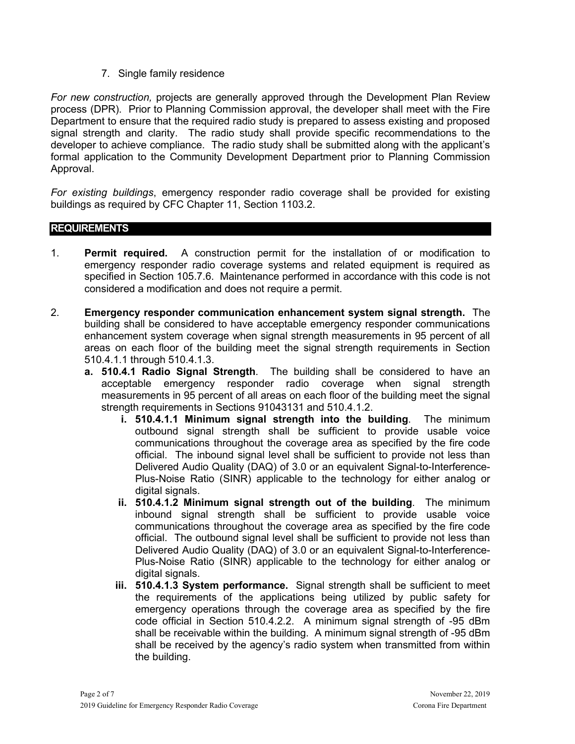7. Single family residence

*For new construction,* projects are generally approved through the Development Plan Review process (DPR). Prior to Planning Commission approval, the developer shall meet with the Fire Department to ensure that the required radio study is prepared to assess existing and proposed signal strength and clarity. The radio study shall provide specific recommendations to the developer to achieve compliance. The radio study shall be submitted along with the applicant's formal application to the Community Development Department prior to Planning Commission Approval.

*For existing buildings*, emergency responder radio coverage shall be provided for existing buildings as required by CFC Chapter 11, Section 1103.2.

## REQUIREMENTS

1. **Permit required.** A construction permit for the installation of or modification to emergency responder radio coverage systems and related equipment is required as specified in Section 105.7.6. Maintenance performed in accordance with this code is not considered a modification and does not require a permit.

2. **Emergency responder communication enhancement system signal strength.** The building shall be considered to have acceptable emergency responder communications enhancement system coverage when signal strength measurements in 95 percent of all areas on each floor of the building meet the signal strength requirements in Section 510.4.1.1 through 510.4.1.3.
   - a. **510.4.1 Radio Signal Strength**. The building shall be considered to have an acceptable emergency responder radio coverage when signal strength measurements in 95 percent of all areas on each floor of the building meet the signal strength requirements in Sections 91043131 and 510.4.1.2.
     - i. **510.4.1.1 Minimum signal strength into the building**. The minimum outbound signal strength shall be sufficient to provide usable voice communications throughout the coverage area as specified by the fire code official. The inbound signal level shall be sufficient to provide not less than Delivered Audio Quality (DAQ) of 3.0 or an equivalent Signal-to-Interference-Plus-Noise Ratio (SINR) applicable to the technology for either analog or digital signals.
     - ii. **510.4.1.2 Minimum signal strength out of the building**. The minimum inbound signal strength shall be sufficient to provide usable voice communications throughout the coverage area as specified by the fire code official. The outbound signal level shall be sufficient to provide not less than Delivered Audio Quality (DAQ) of 3.0 or an equivalent Signal-to-Interference-Plus-Noise Ratio (SINR) applicable to the technology for either analog or digital signals.
     - iii. **510.4.1.3 System performance.** Signal strength shall be sufficient to meet the requirements of the applications being utilized by public safety for emergency operations through the coverage area as specified by the fire code official in Section 510.4.2.2. A minimum signal strength of -95 dBm shall be receivable within the building. A minimum signal strength of -95 dBm shall be received by the agency's radio system when transmitted from within the building.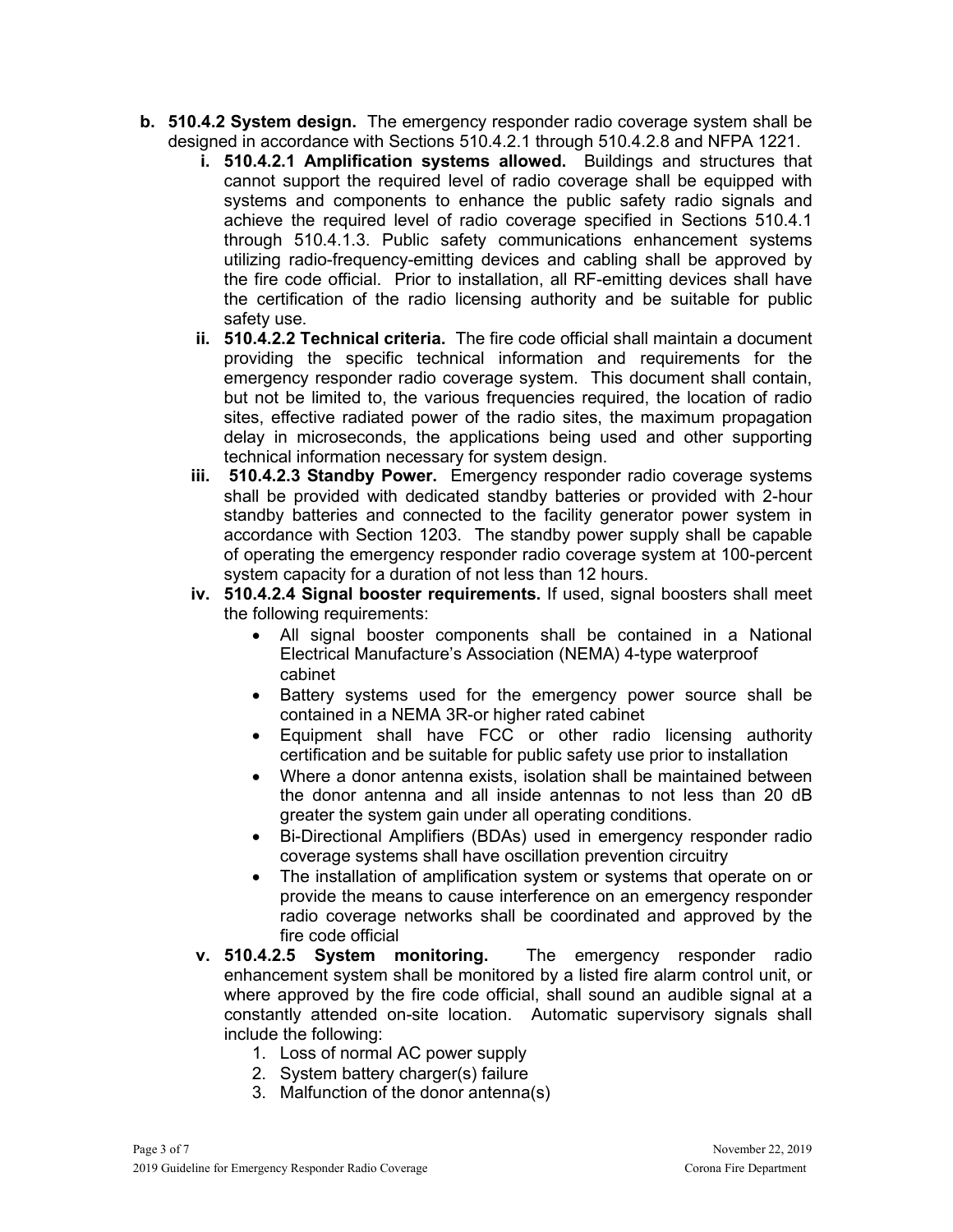b. **510.4.2 System design.** The emergency responder radio coverage system shall be designed in accordance with Sections 510.4.2.1 through 510.4.2.8 and NFPA 1221.

   i. **510.4.2.1 Amplification systems allowed.** Buildings and structures that cannot support the required level of radio coverage shall be equipped with systems and components to enhance the public safety radio signals and achieve the required level of radio coverage specified in Sections 510.4.1 through 510.4.1.3. Public safety communications enhancement systems utilizing radio-frequency-emitting devices and cabling shall be approved by the fire code official. Prior to installation, all RF-emitting devices shall have the certification of the radio licensing authority and be suitable for public safety use.

   ii. **510.4.2.2 Technical criteria.** The fire code official shall maintain a document providing the specific technical information and requirements for the emergency responder radio coverage system. This document shall contain, but not be limited to, the various frequencies required, the location of radio sites, effective radiated power of the radio sites, the maximum propagation delay in microseconds, the applications being used and other supporting technical information necessary for system design.

   iii. **510.4.2.3 Standby Power.** Emergency responder radio coverage systems shall be provided with dedicated standby batteries or provided with 2-hour standby batteries and connected to the facility generator power system in accordance with Section 1203. The standby power supply shall be capable of operating the emergency responder radio coverage system at 100-percent system capacity for a duration of not less than 12 hours.

   iv. **510.4.2.4 Signal booster requirements.** If used, signal boosters shall meet the following requirements:

      - All signal booster components shall be contained in a National Electrical Manufacture's Association (NEMA) 4-type waterproof cabinet
      - Battery systems used for the emergency power source shall be contained in a NEMA 3R-or higher rated cabinet
      - Equipment shall have FCC or other radio licensing authority certification and be suitable for public safety use prior to installation
      - Where a donor antenna exists, isolation shall be maintained between the donor antenna and all inside antennas to not less than 20 dB greater the system gain under all operating conditions.
      - Bi-Directional Amplifiers (BDAs) used in emergency responder radio coverage systems shall have oscillation prevention circuitry
      - The installation of amplification system or systems that operate on or provide the means to cause interference on an emergency responder radio coverage networks shall be coordinated and approved by the fire code official

   v. **510.4.2.5 System monitoring.** The emergency responder radio enhancement system shall be monitored by a listed fire alarm control unit, or where approved by the fire code official, shall sound an audible signal at a constantly attended on-site location. Automatic supervisory signals shall include the following:

      1. Loss of normal AC power supply
      2. System battery charger(s) failure
      3. Malfunction of the donor antenna(s)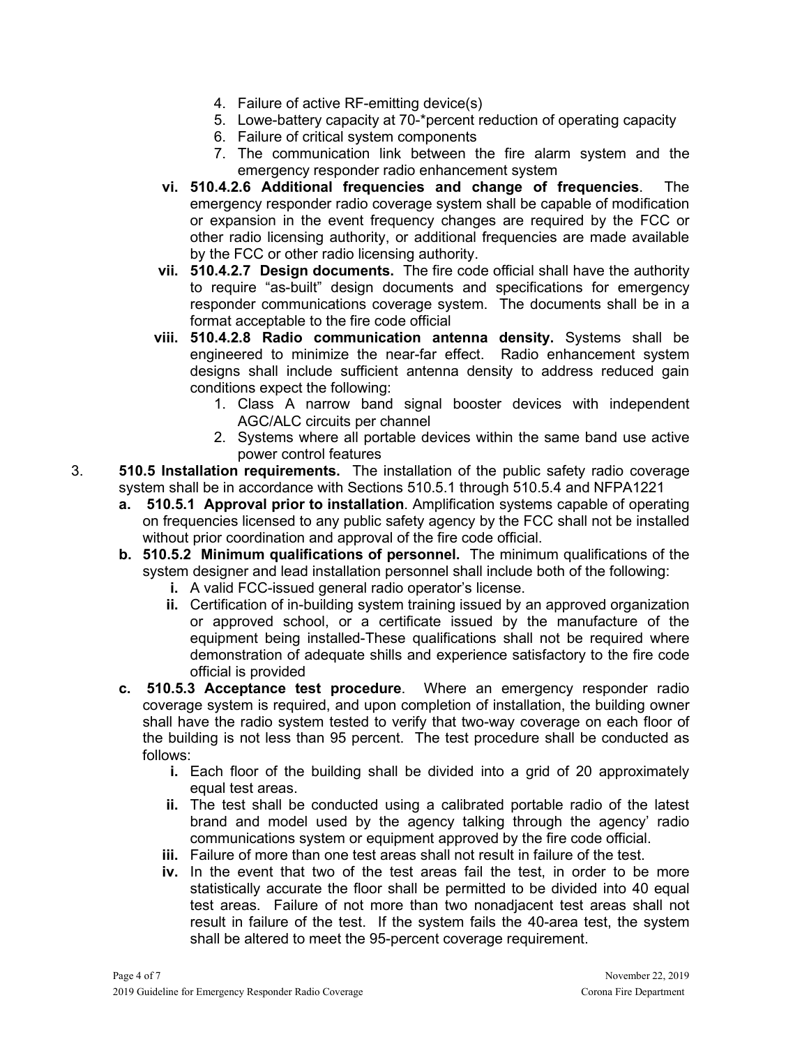4. Failure of active RF-emitting device(s)
5. Lowe-battery capacity at 70-*percent reduction of operating capacity
6. Failure of critical system components
7. The communication link between the fire alarm system and the emergency responder radio enhancement system

vi. **510.4.2.6 Additional frequencies and change of frequencies**. The emergency responder radio coverage system shall be capable of modification or expansion in the event frequency changes are required by the FCC or other radio licensing authority, or additional frequencies are made available by the FCC or other radio licensing authority.

vii. **510.4.2.7 Design documents.** The fire code official shall have the authority to require "as-built" design documents and specifications for emergency responder communications coverage system. The documents shall be in a format acceptable to the fire code official

viii. **510.4.2.8 Radio communication antenna density.** Systems shall be engineered to minimize the near-far effect. Radio enhancement system designs shall include sufficient antenna density to address reduced gain conditions expect the following:

1. Class A narrow band signal booster devices with independent AGC/ALC circuits per channel
2. Systems where all portable devices within the same band use active power control features

3. **510.5 Installation requirements.** The installation of the public safety radio coverage system shall be in accordance with Sections 510.5.1 through 510.5.4 and NFPA1221

**a. 510.5.1 Approval prior to installation**. Amplification systems capable of operating on frequencies licensed to any public safety agency by the FCC shall not be installed without prior coordination and approval of the fire code official.

**b. 510.5.2 Minimum qualifications of personnel.** The minimum qualifications of the system designer and lead installation personnel shall include both of the following:

**i.** A valid FCC-issued general radio operator's license.

**ii.** Certification of in-building system training issued by an approved organization or approved school, or a certificate issued by the manufacture of the equipment being installed-These qualifications shall not be required where demonstration of adequate shills and experience satisfactory to the fire code official is provided

**c. 510.5.3 Acceptance test procedure**. Where an emergency responder radio coverage system is required, and upon completion of installation, the building owner shall have the radio system tested to verify that two-way coverage on each floor of the building is not less than 95 percent. The test procedure shall be conducted as follows:

**i.** Each floor of the building shall be divided into a grid of 20 approximately equal test areas.

**ii.** The test shall be conducted using a calibrated portable radio of the latest brand and model used by the agency talking through the agency' radio communications system or equipment approved by the fire code official.

**iii.** Failure of more than one test areas shall not result in failure of the test.

**iv.** In the event that two of the test areas fail the test, in order to be more statistically accurate the floor shall be permitted to be divided into 40 equal test areas. Failure of not more than two nonadjacent test areas shall not result in failure of the test. If the system fails the 40-area test, the system shall be altered to meet the 95-percent coverage requirement.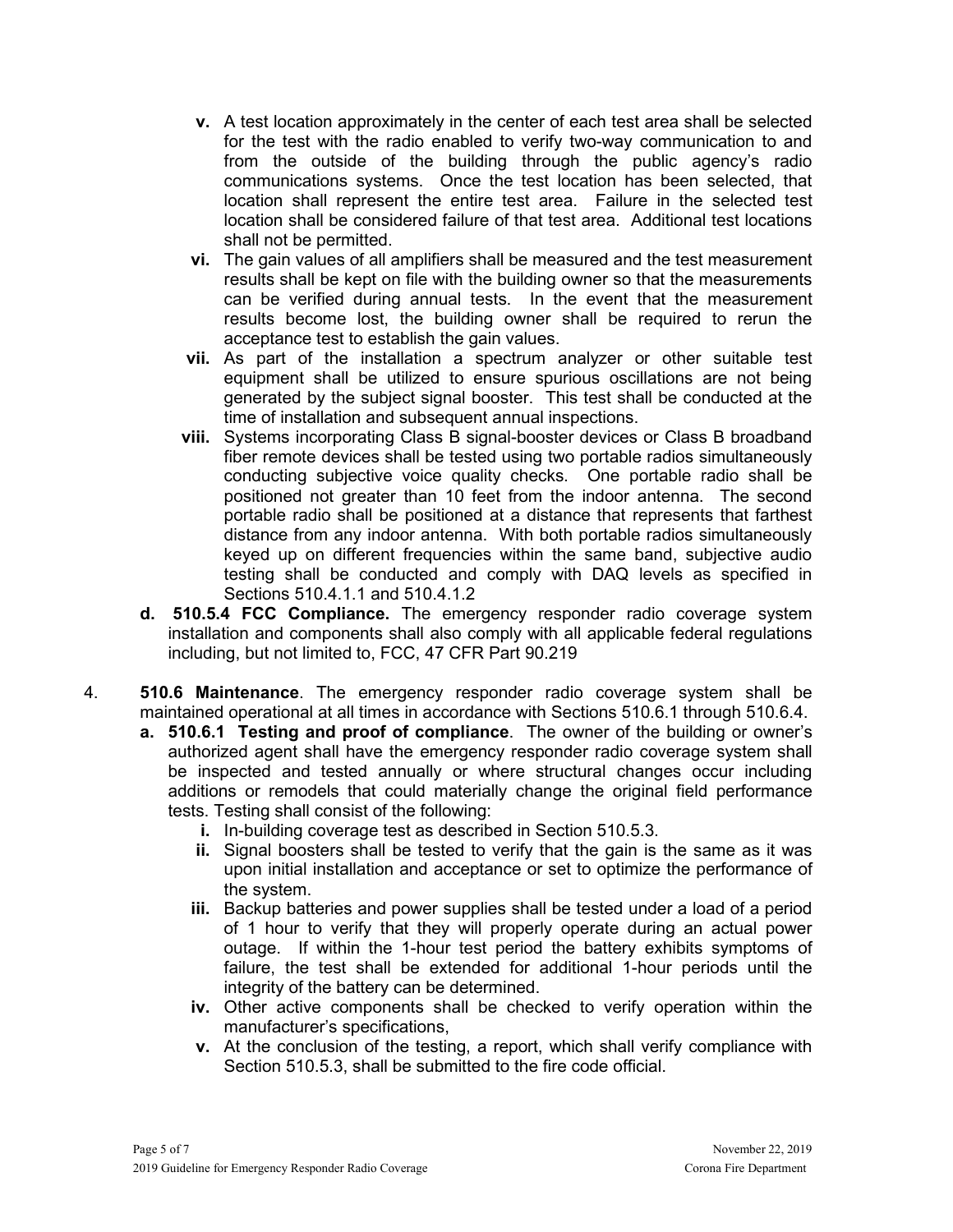- **v.** A test location approximately in the center of each test area shall be selected for the test with the radio enabled to verify two-way communication to and from the outside of the building through the public agency's radio communications systems. Once the test location has been selected, that location shall represent the entire test area. Failure in the selected test location shall be considered failure of that test area. Additional test locations shall not be permitted.
- **vi.** The gain values of all amplifiers shall be measured and the test measurement results shall be kept on file with the building owner so that the measurements can be verified during annual tests. In the event that the measurement results become lost, the building owner shall be required to rerun the acceptance test to establish the gain values.
- **vii.** As part of the installation a spectrum analyzer or other suitable test equipment shall be utilized to ensure spurious oscillations are not being generated by the subject signal booster. This test shall be conducted at the time of installation and subsequent annual inspections.
- **viii.** Systems incorporating Class B signal-booster devices or Class B broadband fiber remote devices shall be tested using two portable radios simultaneously conducting subjective voice quality checks. One portable radio shall be positioned not greater than 10 feet from the indoor antenna. The second portable radio shall be positioned at a distance that represents that farthest distance from any indoor antenna. With both portable radios simultaneously keyed up on different frequencies within the same band, subjective audio testing shall be conducted and comply with DAQ levels as specified in Sections 510.4.1.1 and 510.4.1.2

**d. 510.5.4 FCC Compliance.** The emergency responder radio coverage system installation and components shall also comply with all applicable federal regulations including, but not limited to, FCC, 47 CFR Part 90.219

4. **510.6 Maintenance**. The emergency responder radio coverage system shall be maintained operational at all times in accordance with Sections 510.6.1 through 510.6.4.

   **a. 510.6.1 Testing and proof of compliance**. The owner of the building or owner's authorized agent shall have the emergency responder radio coverage system shall be inspected and tested annually or where structural changes occur including additions or remodels that could materially change the original field performance tests. Testing shall consist of the following:

   - **i.** In-building coverage test as described in Section 510.5.3.
   - **ii.** Signal boosters shall be tested to verify that the gain is the same as it was upon initial installation and acceptance or set to optimize the performance of the system.
   - **iii.** Backup batteries and power supplies shall be tested under a load of a period of 1 hour to verify that they will properly operate during an actual power outage. If within the 1-hour test period the battery exhibits symptoms of failure, the test shall be extended for additional 1-hour periods until the integrity of the battery can be determined.
   - **iv.** Other active components shall be checked to verify operation within the manufacturer's specifications,
   - **v.** At the conclusion of the testing, a report, which shall verify compliance with Section 510.5.3, shall be submitted to the fire code official.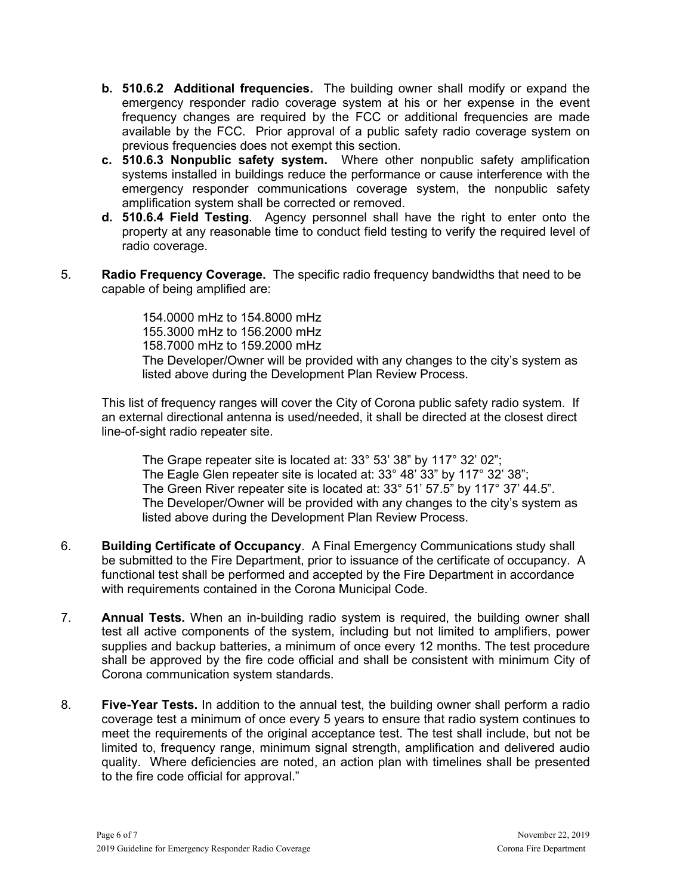- **b. 510.6.2 Additional frequencies.** The building owner shall modify or expand the emergency responder radio coverage system at his or her expense in the event frequency changes are required by the FCC or additional frequencies are made available by the FCC. Prior approval of a public safety radio coverage system on previous frequencies does not exempt this section.
- **c. 510.6.3 Nonpublic safety system.** Where other nonpublic safety amplification systems installed in buildings reduce the performance or cause interference with the emergency responder communications coverage system, the nonpublic safety amplification system shall be corrected or removed.
- **d. 510.6.4 Field Testing**. Agency personnel shall have the right to enter onto the property at any reasonable time to conduct field testing to verify the required level of radio coverage.

5. **Radio Frequency Coverage.** The specific radio frequency bandwidths that need to be capable of being amplified are:

   154.0000 mHz to 154.8000 mHz
   155.3000 mHz to 156.2000 mHz
   158.7000 mHz to 159.2000 mHz
   The Developer/Owner will be provided with any changes to the city's system as listed above during the Development Plan Review Process.

   This list of frequency ranges will cover the City of Corona public safety radio system. If an external directional antenna is used/needed, it shall be directed at the closest direct line-of-sight radio repeater site.

   The Grape repeater site is located at: 33° 53' 38" by 117° 32' 02";
   The Eagle Glen repeater site is located at: 33° 48' 33" by 117° 32' 38";
   The Green River repeater site is located at: 33° 51' 57.5" by 117° 37' 44.5".
   The Developer/Owner will be provided with any changes to the city's system as listed above during the Development Plan Review Process.

6. **Building Certificate of Occupancy**. A Final Emergency Communications study shall be submitted to the Fire Department, prior to issuance of the certificate of occupancy. A functional test shall be performed and accepted by the Fire Department in accordance with requirements contained in the Corona Municipal Code.

7. **Annual Tests.** When an in-building radio system is required, the building owner shall test all active components of the system, including but not limited to amplifiers, power supplies and backup batteries, a minimum of once every 12 months. The test procedure shall be approved by the fire code official and shall be consistent with minimum City of Corona communication system standards.

8. **Five-Year Tests.** In addition to the annual test, the building owner shall perform a radio coverage test a minimum of once every 5 years to ensure that radio system continues to meet the requirements of the original acceptance test. The test shall include, but not be limited to, frequency range, minimum signal strength, amplification and delivered audio quality. Where deficiencies are noted, an action plan with timelines shall be presented to the fire code official for approval."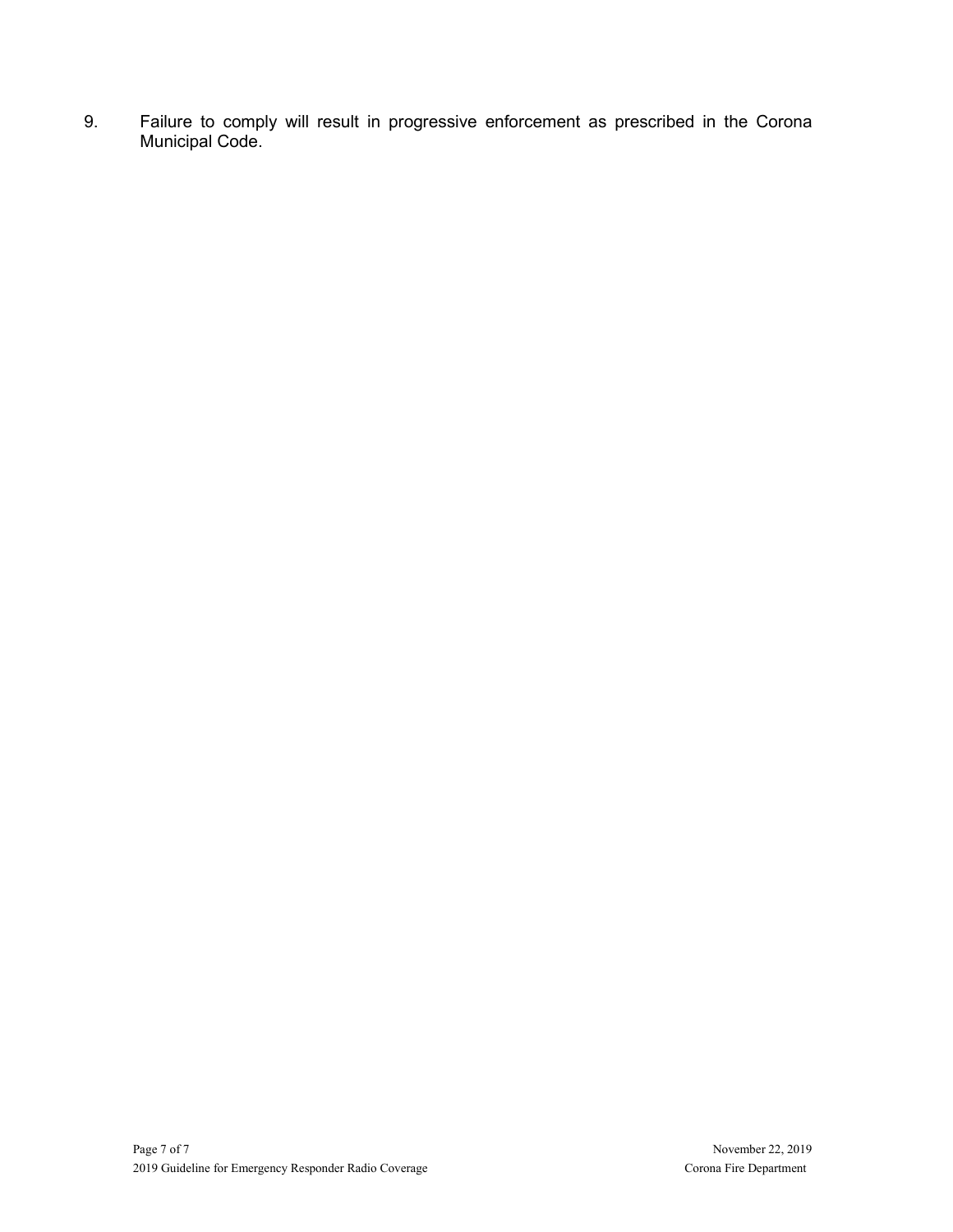9. Failure to comply will result in progressive enforcement as prescribed in the Corona Municipal Code.